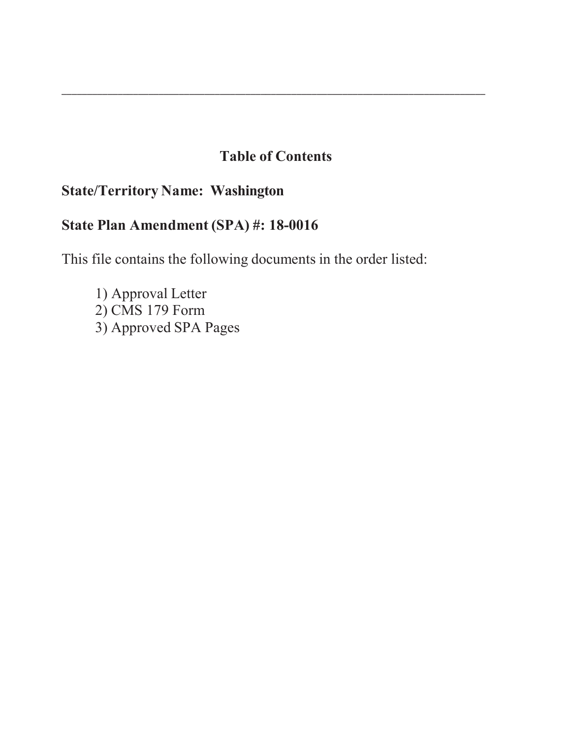---

## Table of Contents

**State/Territory Name: Washington**

**State Plan Amendment (SPA) #: 18-0016**

This file contains the following documents in the order listed:

1) Approval Letter
2) CMS 179 Form
3) Approved SPA Pages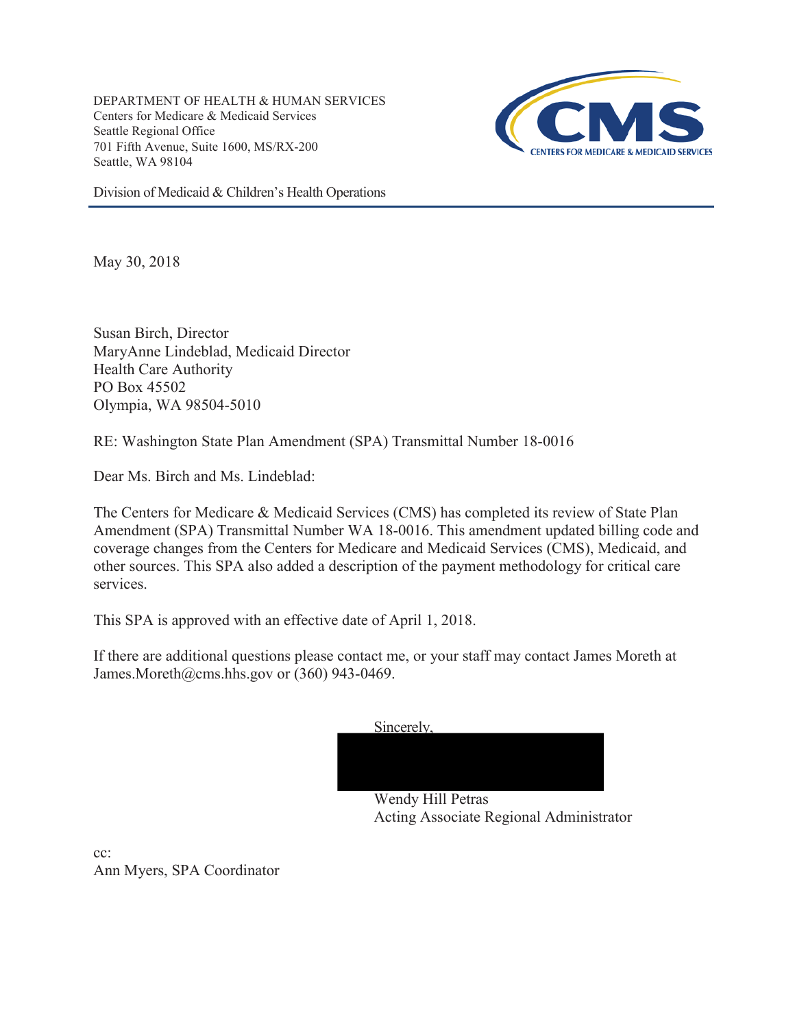DEPARTMENT OF HEALTH & HUMAN SERVICES
Centers for Medicare & Medicaid Services
Seattle Regional Office
701 Fifth Avenue, Suite 1600, MS/RX-200
Seattle, WA 98104

Division of Medicaid & Children's Health Operations

May 30, 2018

Susan Birch, Director
MaryAnne Lindeblad, Medicaid Director
Health Care Authority
PO Box 45502
Olympia, WA 98504-5010

RE: Washington State Plan Amendment (SPA) Transmittal Number 18-0016

Dear Ms. Birch and Ms. Lindeblad:

The Centers for Medicare & Medicaid Services (CMS) has completed its review of State Plan Amendment (SPA) Transmittal Number WA 18-0016. This amendment updated billing code and coverage changes from the Centers for Medicare and Medicaid Services (CMS), Medicaid, and other sources. This SPA also added a description of the payment methodology for critical care services.

This SPA is approved with an effective date of April 1, 2018.

If there are additional questions please contact me, or your staff may contact James Moreth at James.Moreth@cms.hhs.gov or (360) 943-0469.

Sincerely,

Wendy Hill Petras
Acting Associate Regional Administrator

cc:
Ann Myers, SPA Coordinator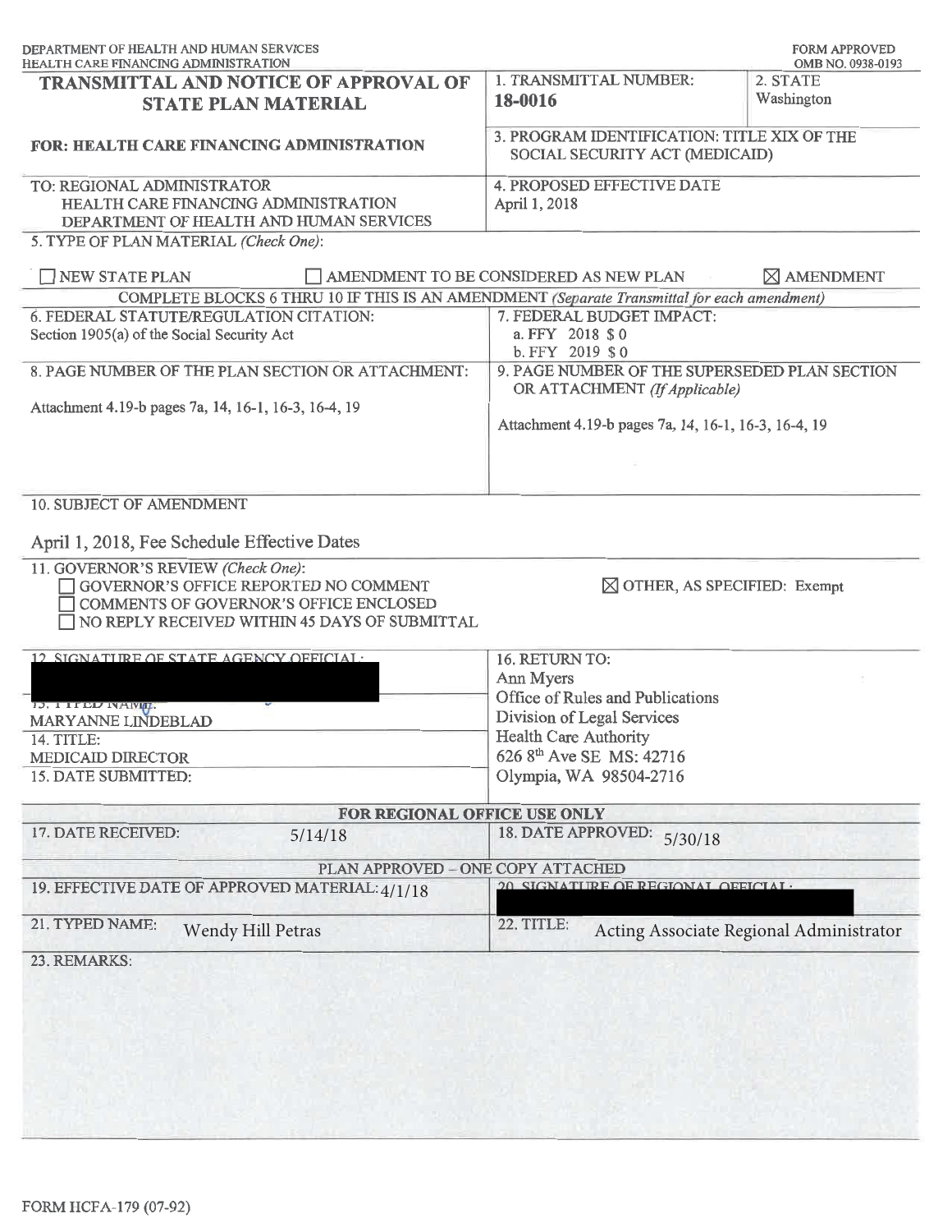DEPARTMENT OF HEALTH AND HUMAN SERVICES
HEALTH CARE FINANCING ADMINISTRATION

FORM APPROVED
OMB NO. 0938-0193

# TRANSMITTAL AND NOTICE OF APPROVAL OF STATE PLAN MATERIAL

**FOR: HEALTH CARE FINANCING ADMINISTRATION**

| | |
|---|---|
| 1. TRANSMITTAL NUMBER: **18-0016** | 2. STATE: Washington |
| 3. PROGRAM IDENTIFICATION: TITLE XIX OF THE SOCIAL SECURITY ACT (MEDICAID) | |

TO: REGIONAL ADMINISTRATOR
HEALTH CARE FINANCING ADMINISTRATION
DEPARTMENT OF HEALTH AND HUMAN SERVICES

4. PROPOSED EFFECTIVE DATE: April 1, 2018

5. TYPE OF PLAN MATERIAL *(Check One)*:

☐ NEW STATE PLAN ☐ AMENDMENT TO BE CONSIDERED AS NEW PLAN ☒ AMENDMENT

COMPLETE BLOCKS 6 THRU 10 IF THIS IS AN AMENDMENT *(Separate Transmittal for each amendment)*

| | |
|---|---|
| 6. FEDERAL STATUTE/REGULATION CITATION: Section 1905(a) of the Social Security Act | 7. FEDERAL BUDGET IMPACT: a. FFY 2018 $ 0 b. FFY 2019 $ 0 |
| 8. PAGE NUMBER OF THE PLAN SECTION OR ATTACHMENT: Attachment 4.19-b pages 7a, 14, 16-1, 16-3, 16-4, 19 | 9. PAGE NUMBER OF THE SUPERSEDED PLAN SECTION OR ATTACHMENT *(If Applicable)*: Attachment 4.19-b pages 7a, 14, 16-1, 16-3, 16-4, 19 |

10. SUBJECT OF AMENDMENT

April 1, 2018, Fee Schedule Effective Dates

11. GOVERNOR'S REVIEW *(Check One)*:

☐ GOVERNOR'S OFFICE REPORTED NO COMMENT
☐ COMMENTS OF GOVERNOR'S OFFICE ENCLOSED
☐ NO REPLY RECEIVED WITHIN 45 DAYS OF SUBMITTAL
☒ OTHER, AS SPECIFIED: Exempt

| | |
|---|---|
| 12. SIGNATURE OF STATE AGENCY OFFICIAL: [redacted] | 16. RETURN TO: Ann Myers, Office of Rules and Publications, Division of Legal Services, Health Care Authority, 626 8th Ave SE MS: 42716, Olympia, WA 98504-2716 |
| 13. TYPED NAME: MARYANNE LINDEBLAD | |
| 14. TITLE: MEDICAID DIRECTOR | |
| 15. DATE SUBMITTED: | |

**FOR REGIONAL OFFICE USE ONLY**

| | |
|---|---|
| 17. DATE RECEIVED: 5/14/18 | 18. DATE APPROVED: 5/30/18 |

PLAN APPROVED – ONE COPY ATTACHED

| | |
|---|---|
| 19. EFFECTIVE DATE OF APPROVED MATERIAL: 4/1/18 | 20. SIGNATURE OF REGIONAL OFFICIAL: [redacted] |
| 21. TYPED NAME: Wendy Hill Petras | 22. TITLE: Acting Associate Regional Administrator |

23. REMARKS:

FORM HCFA-179 (07-92)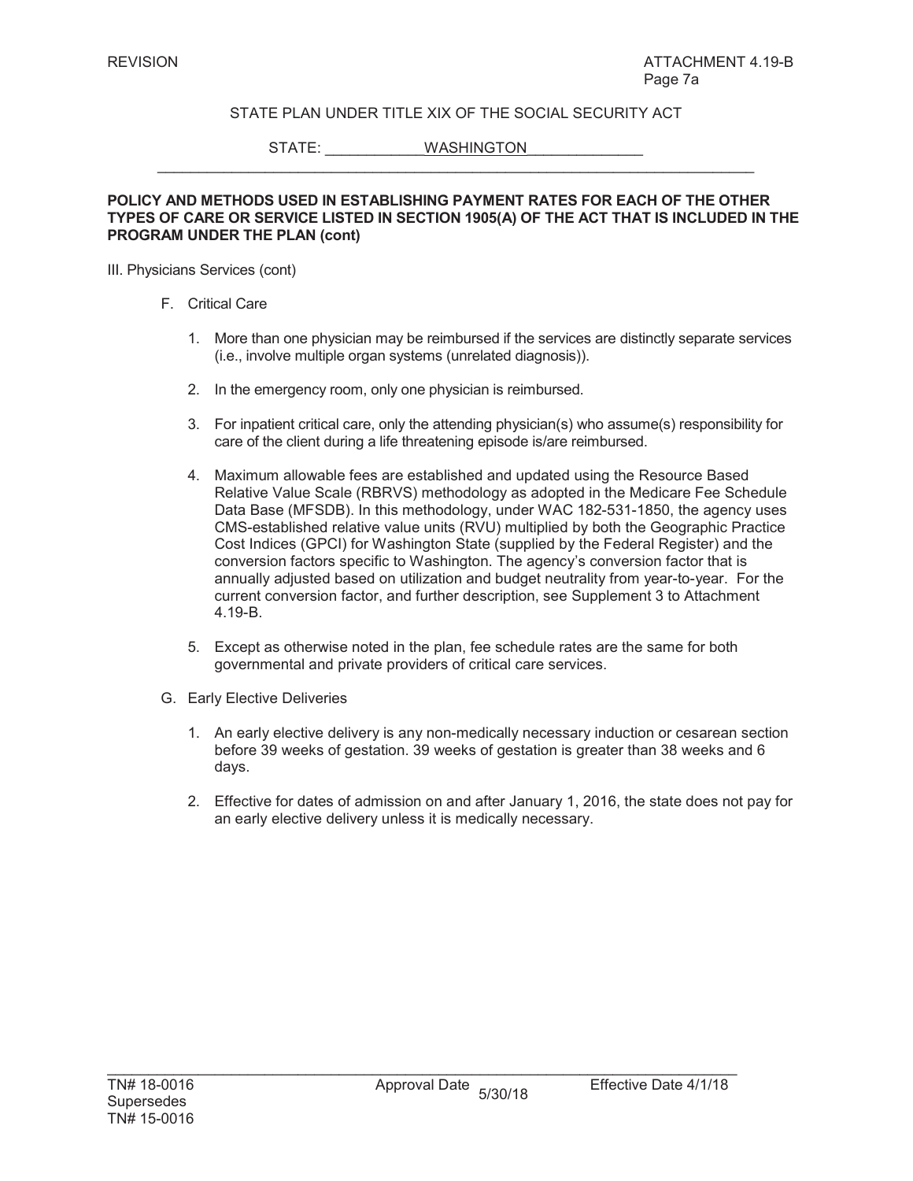STATE PLAN UNDER TITLE XIX OF THE SOCIAL SECURITY ACT

STATE: WASHINGTON

**POLICY AND METHODS USED IN ESTABLISHING PAYMENT RATES FOR EACH OF THE OTHER TYPES OF CARE OR SERVICE LISTED IN SECTION 1905(A) OF THE ACT THAT IS INCLUDED IN THE PROGRAM UNDER THE PLAN (cont)**

III. Physicians Services (cont)

F. Critical Care

1. More than one physician may be reimbursed if the services are distinctly separate services (i.e., involve multiple organ systems (unrelated diagnosis)).

2. In the emergency room, only one physician is reimbursed.

3. For inpatient critical care, only the attending physician(s) who assume(s) responsibility for care of the client during a life threatening episode is/are reimbursed.

4. Maximum allowable fees are established and updated using the Resource Based Relative Value Scale (RBRVS) methodology as adopted in the Medicare Fee Schedule Data Base (MFSDB). In this methodology, under WAC 182-531-1850, the agency uses CMS-established relative value units (RVU) multiplied by both the Geographic Practice Cost Indices (GPCI) for Washington State (supplied by the Federal Register) and the conversion factors specific to Washington. The agency's conversion factor that is annually adjusted based on utilization and budget neutrality from year-to-year. For the current conversion factor, and further description, see Supplement 3 to Attachment 4.19-B.

5. Except as otherwise noted in the plan, fee schedule rates are the same for both governmental and private providers of critical care services.

G. Early Elective Deliveries

1. An early elective delivery is any non-medically necessary induction or cesarean section before 39 weeks of gestation. 39 weeks of gestation is greater than 38 weeks and 6 days.

2. Effective for dates of admission on and after January 1, 2016, the state does not pay for an early elective delivery unless it is medically necessary.

TN# 18-0016 Supersedes TN# 15-0016 | Approval Date 5/30/18 | Effective Date 4/1/18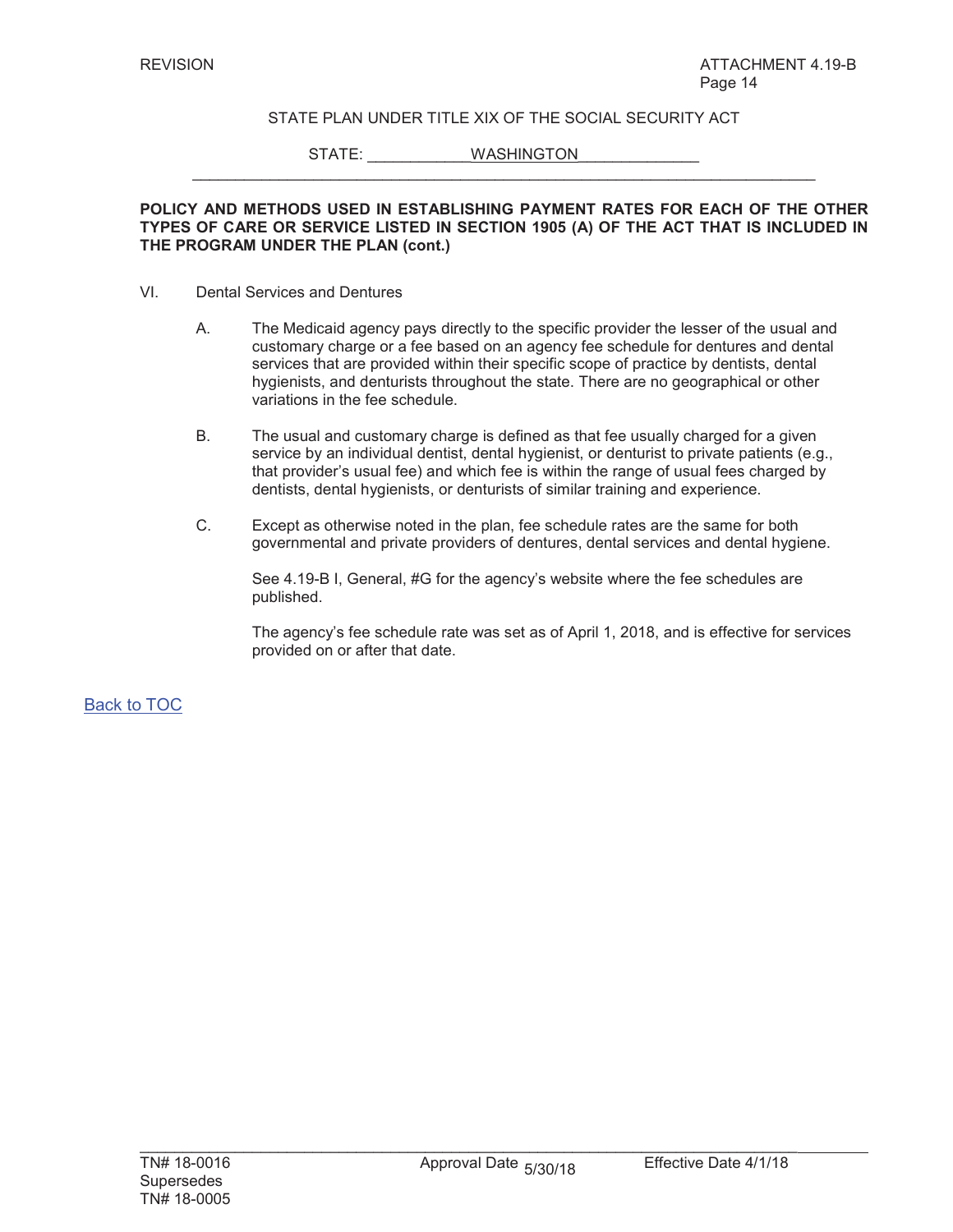STATE PLAN UNDER TITLE XIX OF THE SOCIAL SECURITY ACT

STATE: WASHINGTON

**POLICY AND METHODS USED IN ESTABLISHING PAYMENT RATES FOR EACH OF THE OTHER TYPES OF CARE OR SERVICE LISTED IN SECTION 1905 (A) OF THE ACT THAT IS INCLUDED IN THE PROGRAM UNDER THE PLAN (cont.)**

VI. Dental Services and Dentures

A. The Medicaid agency pays directly to the specific provider the lesser of the usual and customary charge or a fee based on an agency fee schedule for dentures and dental services that are provided within their specific scope of practice by dentists, dental hygienists, and denturists throughout the state. There are no geographical or other variations in the fee schedule.

B. The usual and customary charge is defined as that fee usually charged for a given service by an individual dentist, dental hygienist, or denturist to private patients (e.g., that provider's usual fee) and which fee is within the range of usual fees charged by dentists, dental hygienists, or denturists of similar training and experience.

C. Except as otherwise noted in the plan, fee schedule rates are the same for both governmental and private providers of dentures, dental services and dental hygiene.

See 4.19-B I, General, #G for the agency's website where the fee schedules are published.

The agency's fee schedule rate was set as of April 1, 2018, and is effective for services provided on or after that date.

Back to TOC

TN# 18-0016 Approval Date 5/30/18 Effective Date 4/1/18
Supersedes
TN# 18-0005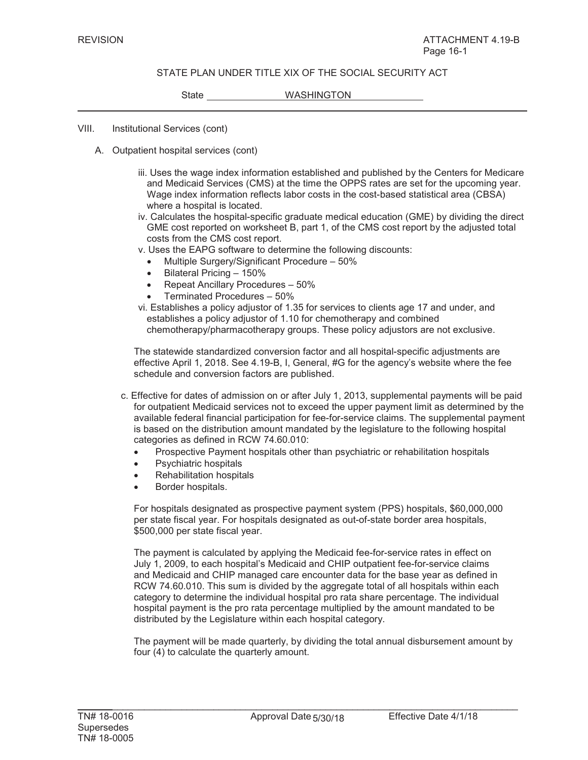REVISION

ATTACHMENT 4.19-B
Page 16-1

STATE PLAN UNDER TITLE XIX OF THE SOCIAL SECURITY ACT

State WASHINGTON

VIII. Institutional Services (cont)

A. Outpatient hospital services (cont)

iii. Uses the wage index information established and published by the Centers for Medicare and Medicaid Services (CMS) at the time the OPPS rates are set for the upcoming year. Wage index information reflects labor costs in the cost-based statistical area (CBSA) where a hospital is located.

iv. Calculates the hospital-specific graduate medical education (GME) by dividing the direct GME cost reported on worksheet B, part 1, of the CMS cost report by the adjusted total costs from the CMS cost report.

v. Uses the EAPG software to determine the following discounts:

- Multiple Surgery/Significant Procedure – 50%
- Bilateral Pricing – 150%
- Repeat Ancillary Procedures – 50%
- Terminated Procedures – 50%

vi. Establishes a policy adjustor of 1.35 for services to clients age 17 and under, and establishes a policy adjustor of 1.10 for chemotherapy and combined chemotherapy/pharmacotherapy groups. These policy adjustors are not exclusive.

The statewide standardized conversion factor and all hospital-specific adjustments are effective April 1, 2018. See 4.19-B, I, General, #G for the agency's website where the fee schedule and conversion factors are published.

c. Effective for dates of admission on or after July 1, 2013, supplemental payments will be paid for outpatient Medicaid services not to exceed the upper payment limit as determined by the available federal financial participation for fee-for-service claims. The supplemental payment is based on the distribution amount mandated by the legislature to the following hospital categories as defined in RCW 74.60.010:

- Prospective Payment hospitals other than psychiatric or rehabilitation hospitals
- Psychiatric hospitals
- Rehabilitation hospitals
- Border hospitals.

For hospitals designated as prospective payment system (PPS) hospitals, \$60,000,000 per state fiscal year. For hospitals designated as out-of-state border area hospitals, \$500,000 per state fiscal year.

The payment is calculated by applying the Medicaid fee-for-service rates in effect on July 1, 2009, to each hospital's Medicaid and CHIP outpatient fee-for-service claims and Medicaid and CHIP managed care encounter data for the base year as defined in RCW 74.60.010. This sum is divided by the aggregate total of all hospitals within each category to determine the individual hospital pro rata share percentage. The individual hospital payment is the pro rata percentage multiplied by the amount mandated to be distributed by the Legislature within each hospital category.

The payment will be made quarterly, by dividing the total annual disbursement amount by four (4) to calculate the quarterly amount.

TN# 18-0016 Approval Date 5/30/18 Effective Date 4/1/18
Supersedes
TN# 18-0005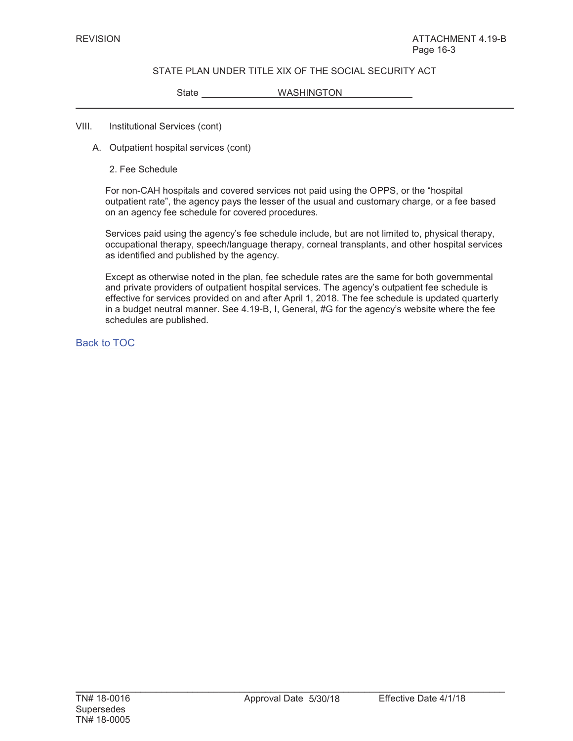VIII. Institutional Services (cont)

A. Outpatient hospital services (cont)

2. Fee Schedule

For non-CAH hospitals and covered services not paid using the OPPS, or the "hospital outpatient rate", the agency pays the lesser of the usual and customary charge, or a fee based on an agency fee schedule for covered procedures.

Services paid using the agency's fee schedule include, but are not limited to, physical therapy, occupational therapy, speech/language therapy, corneal transplants, and other hospital services as identified and published by the agency.

Except as otherwise noted in the plan, fee schedule rates are the same for both governmental and private providers of outpatient hospital services. The agency's outpatient fee schedule is effective for services provided on and after April 1, 2018. The fee schedule is updated quarterly in a budget neutral manner. See 4.19-B, I, General, #G for the agency's website where the fee schedules are published.

Back to TOC

TN# 18-0016 Approval Date 5/30/18 Effective Date 4/1/18
Supersedes
TN# 18-0005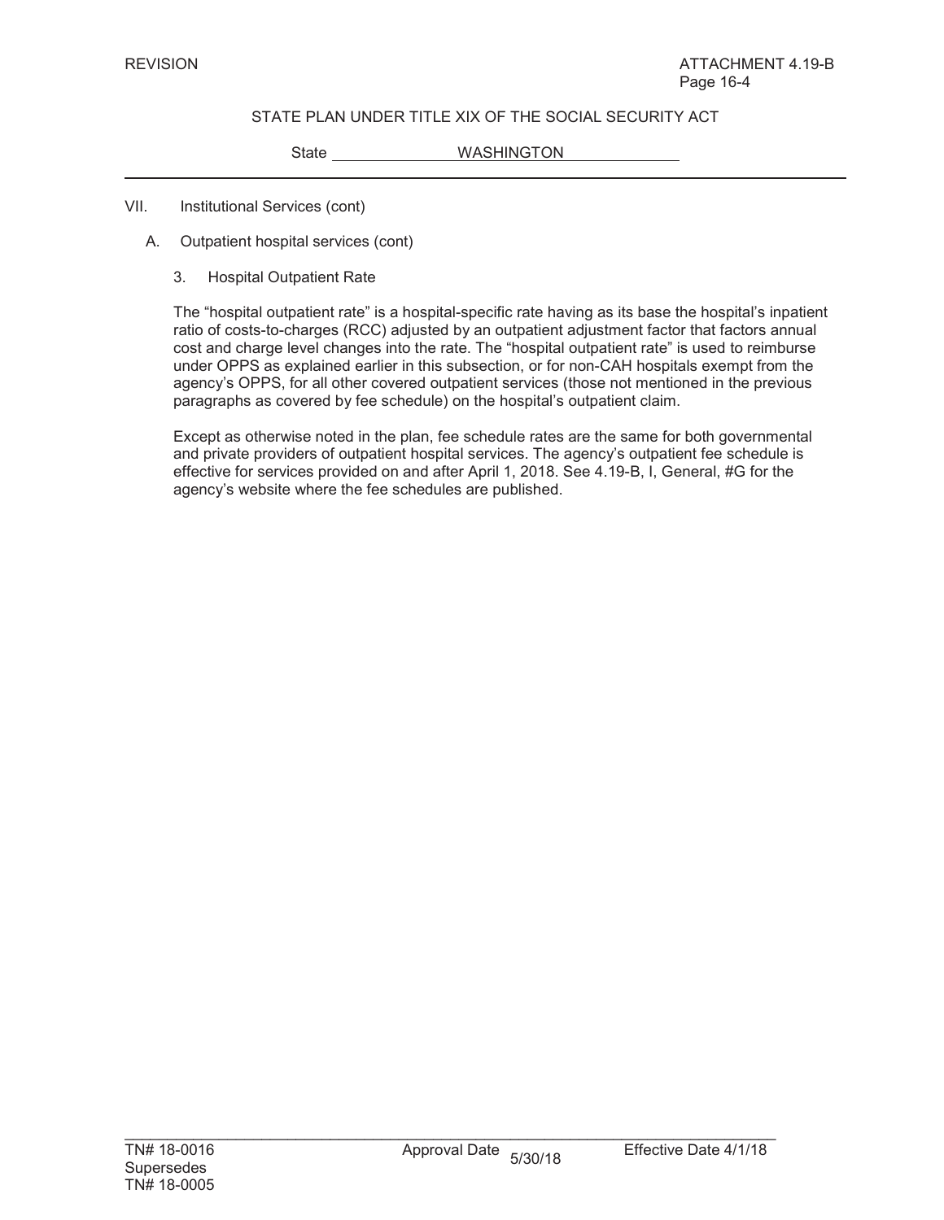VII. Institutional Services (cont)

A. Outpatient hospital services (cont)

3. Hospital Outpatient Rate

The "hospital outpatient rate" is a hospital-specific rate having as its base the hospital's inpatient ratio of costs-to-charges (RCC) adjusted by an outpatient adjustment factor that factors annual cost and charge level changes into the rate. The "hospital outpatient rate" is used to reimburse under OPPS as explained earlier in this subsection, or for non-CAH hospitals exempt from the agency's OPPS, for all other covered outpatient services (those not mentioned in the previous paragraphs as covered by fee schedule) on the hospital's outpatient claim.

Except as otherwise noted in the plan, fee schedule rates are the same for both governmental and private providers of outpatient hospital services. The agency's outpatient fee schedule is effective for services provided on and after April 1, 2018. See 4.19-B, I, General, #G for the agency's website where the fee schedules are published.

TN# 18-0016 Approval Date 5/30/18 Effective Date 4/1/18
Supersedes
TN# 18-0005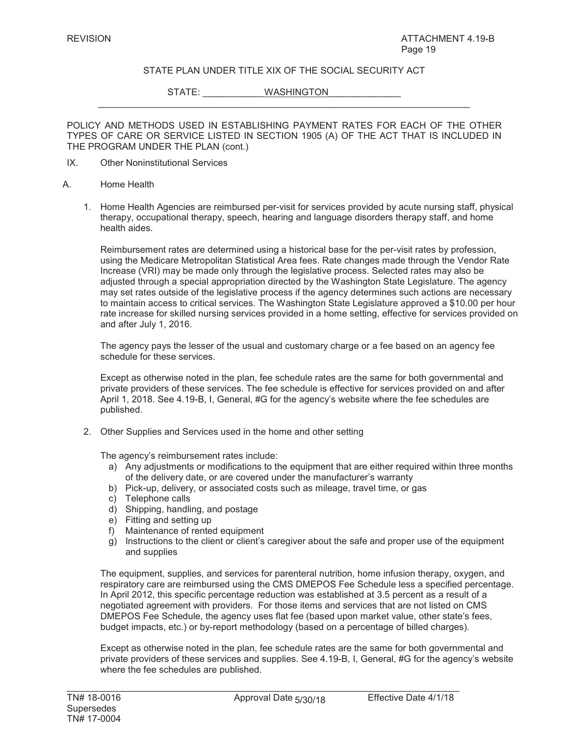REVISION

ATTACHMENT 4.19-B
Page 19

STATE PLAN UNDER TITLE XIX OF THE SOCIAL SECURITY ACT

STATE: WASHINGTON

POLICY AND METHODS USED IN ESTABLISHING PAYMENT RATES FOR EACH OF THE OTHER TYPES OF CARE OR SERVICE LISTED IN SECTION 1905 (A) OF THE ACT THAT IS INCLUDED IN THE PROGRAM UNDER THE PLAN (cont.)

IX. Other Noninstitutional Services

A. Home Health

1. Home Health Agencies are reimbursed per-visit for services provided by acute nursing staff, physical therapy, occupational therapy, speech, hearing and language disorders therapy staff, and home health aides.

   Reimbursement rates are determined using a historical base for the per-visit rates by profession, using the Medicare Metropolitan Statistical Area fees. Rate changes made through the Vendor Rate Increase (VRI) may be made only through the legislative process. Selected rates may also be adjusted through a special appropriation directed by the Washington State Legislature. The agency may set rates outside of the legislative process if the agency determines such actions are necessary to maintain access to critical services. The Washington State Legislature approved a $10.00 per hour rate increase for skilled nursing services provided in a home setting, effective for services provided on and after July 1, 2016.

   The agency pays the lesser of the usual and customary charge or a fee based on an agency fee schedule for these services.

   Except as otherwise noted in the plan, fee schedule rates are the same for both governmental and private providers of these services. The fee schedule is effective for services provided on and after April 1, 2018. See 4.19-B, I, General, #G for the agency's website where the fee schedules are published.

2. Other Supplies and Services used in the home and other setting

   The agency's reimbursement rates include:

   a) Any adjustments or modifications to the equipment that are either required within three months of the delivery date, or are covered under the manufacturer's warranty
   b) Pick-up, delivery, or associated costs such as mileage, travel time, or gas
   c) Telephone calls
   d) Shipping, handling, and postage
   e) Fitting and setting up
   f) Maintenance of rented equipment
   g) Instructions to the client or client's caregiver about the safe and proper use of the equipment and supplies

   The equipment, supplies, and services for parenteral nutrition, home infusion therapy, oxygen, and respiratory care are reimbursed using the CMS DMEPOS Fee Schedule less a specified percentage. In April 2012, this specific percentage reduction was established at 3.5 percent as a result of a negotiated agreement with providers. For those items and services that are not listed on CMS DMEPOS Fee Schedule, the agency uses flat fee (based upon market value, other state's fees, budget impacts, etc.) or by-report methodology (based on a percentage of billed charges).

   Except as otherwise noted in the plan, fee schedule rates are the same for both governmental and private providers of these services and supplies. See 4.19-B, I, General, #G for the agency's website where the fee schedules are published.

TN# 18-0016 Approval Date 5/30/18 Effective Date 4/1/18
Supersedes
TN# 17-0004